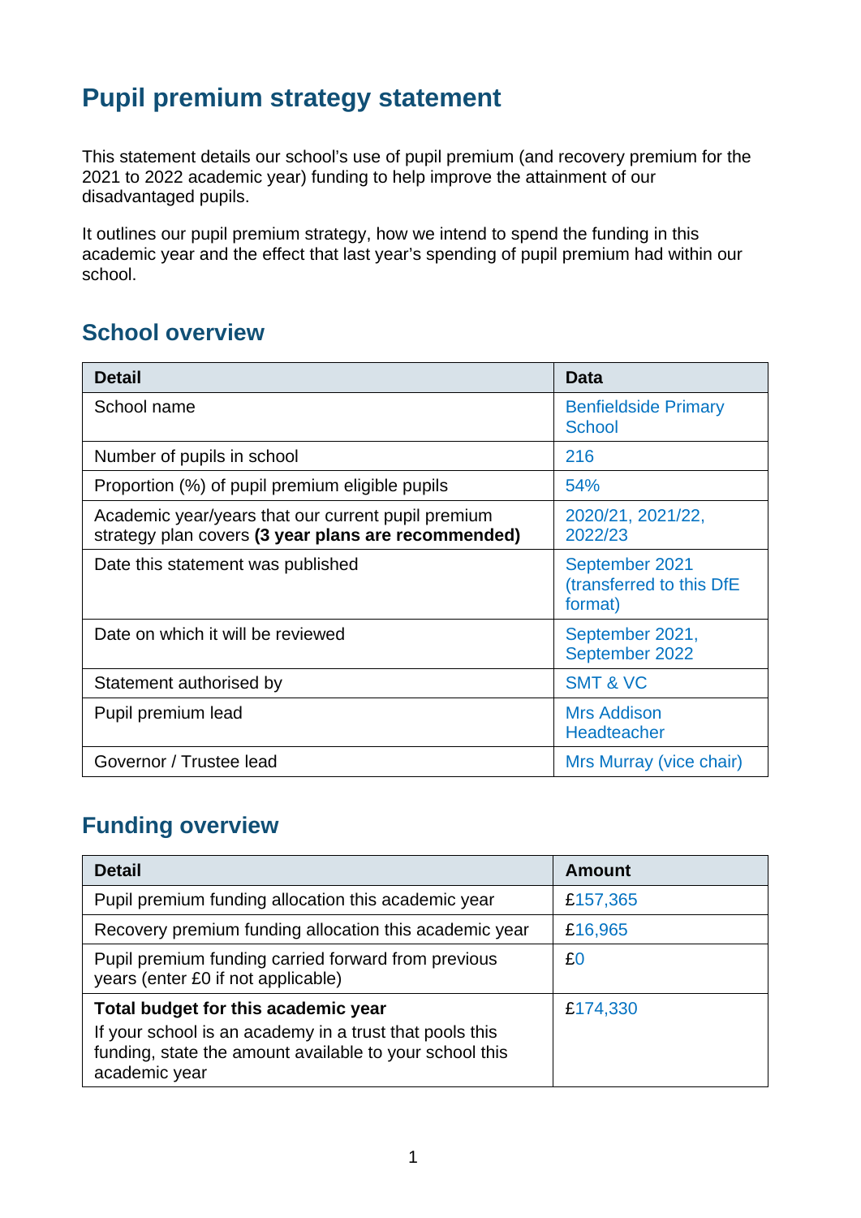# Pupil premium strategy statement

This statement details our school's use of pupil premium (and recovery premium for the 2021 to 2022 academic year) funding to help improve the attainment of our disadvantaged pupils.

It outlines our pupil premium strategy, how we intend to spend the funding in this academic year and the effect that last year's spending of pupil premium had within our school.

## School overview

| Detail | Data |
|---|---|
| School name | Benfieldside Primary School |
| Number of pupils in school | 216 |
| Proportion (%) of pupil premium eligible pupils | 54% |
| Academic year/years that our current pupil premium strategy plan covers **(3 year plans are recommended)** | 2020/21, 2021/22, 2022/23 |
| Date this statement was published | September 2021 (transferred to this DfE format) |
| Date on which it will be reviewed | September 2021, September 2022 |
| Statement authorised by | SMT & VC |
| Pupil premium lead | Mrs Addison Headteacher |
| Governor / Trustee lead | Mrs Murray (vice chair) |

## Funding overview

| Detail | Amount |
|---|---|
| Pupil premium funding allocation this academic year | £157,365 |
| Recovery premium funding allocation this academic year | £16,965 |
| Pupil premium funding carried forward from previous years (enter £0 if not applicable) | £0 |
| **Total budget for this academic year** If your school is an academy in a trust that pools this funding, state the amount available to your school this academic year | £174,330 |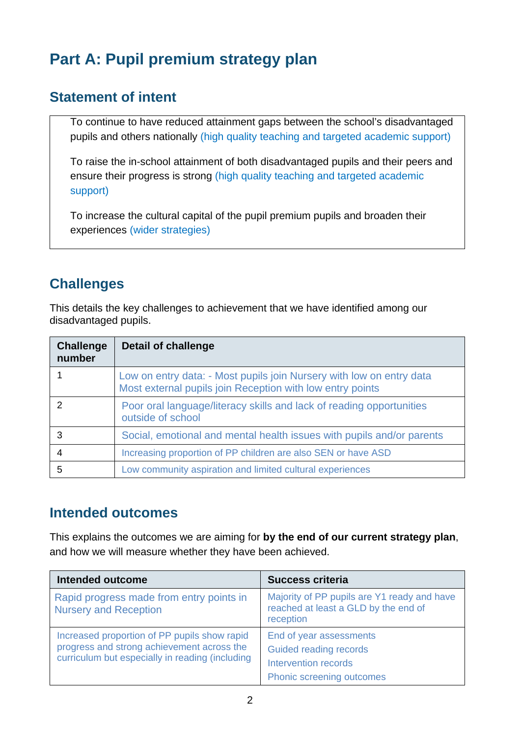# Part A: Pupil premium strategy plan

## Statement of intent

To continue to have reduced attainment gaps between the school's disadvantaged pupils and others nationally (high quality teaching and targeted academic support)

To raise the in-school attainment of both disadvantaged pupils and their peers and ensure their progress is strong (high quality teaching and targeted academic support)

To increase the cultural capital of the pupil premium pupils and broaden their experiences (wider strategies)

## Challenges

This details the key challenges to achievement that we have identified among our disadvantaged pupils.

| Challenge number | Detail of challenge |
|---|---|
| 1 | Low on entry data: - Most pupils join Nursery with low on entry data<br>Most external pupils join Reception with low entry points |
| 2 | Poor oral language/literacy skills and lack of reading opportunities outside of school |
| 3 | Social, emotional and mental health issues with pupils and/or parents |
| 4 | Increasing proportion of PP children are also SEN or have ASD |
| 5 | Low community aspiration and limited cultural experiences |

## Intended outcomes

This explains the outcomes we are aiming for **by the end of our current strategy plan**, and how we will measure whether they have been achieved.

| Intended outcome | Success criteria |
|---|---|
| Rapid progress made from entry points in Nursery and Reception | Majority of PP pupils are Y1 ready and have reached at least a GLD by the end of reception |
| Increased proportion of PP pupils show rapid progress and strong achievement across the curriculum but especially in reading (including | End of year assessments<br>Guided reading records<br>Intervention records<br>Phonic screening outcomes |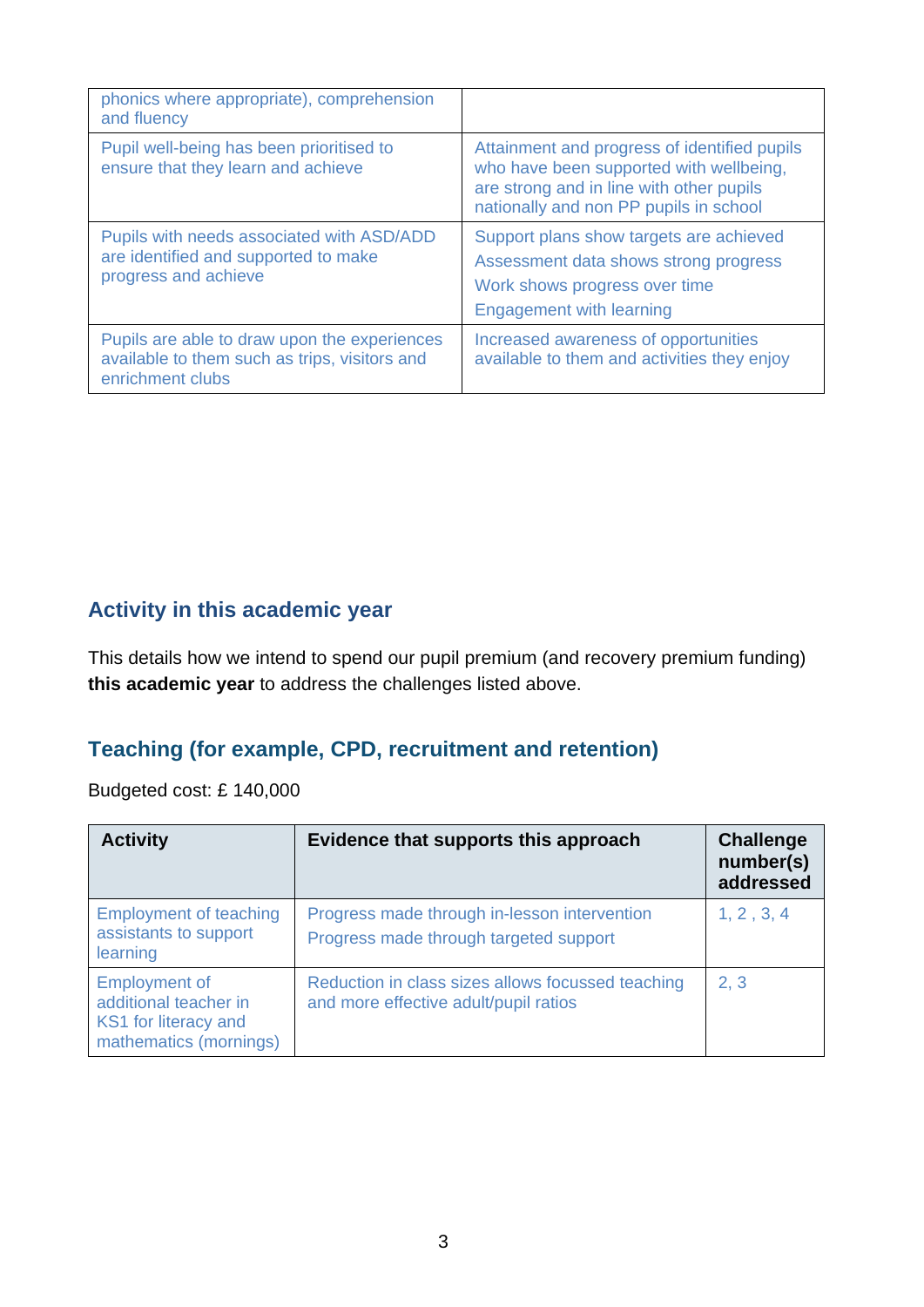| | |
|---|---|
| phonics where appropriate), comprehension and fluency | |
| Pupil well-being has been prioritised to ensure that they learn and achieve | Attainment and progress of identified pupils who have been supported with wellbeing, are strong and in line with other pupils nationally and non PP pupils in school |
| Pupils with needs associated with ASD/ADD are identified and supported to make progress and achieve | Support plans show targets are achieved<br>Assessment data shows strong progress<br>Work shows progress over time<br>Engagement with learning |
| Pupils are able to draw upon the experiences available to them such as trips, visitors and enrichment clubs | Increased awareness of opportunities available to them and activities they enjoy |

## Activity in this academic year

This details how we intend to spend our pupil premium (and recovery premium funding) **this academic year** to address the challenges listed above.

## Teaching (for example, CPD, recruitment and retention)

Budgeted cost: £ 140,000

| Activity | Evidence that supports this approach | Challenge number(s) addressed |
|---|---|---|
| Employment of teaching assistants to support learning | Progress made through in-lesson intervention<br>Progress made through targeted support | 1, 2 , 3, 4 |
| Employment of additional teacher in KS1 for literacy and mathematics (mornings) | Reduction in class sizes allows focussed teaching and more effective adult/pupil ratios | 2, 3 |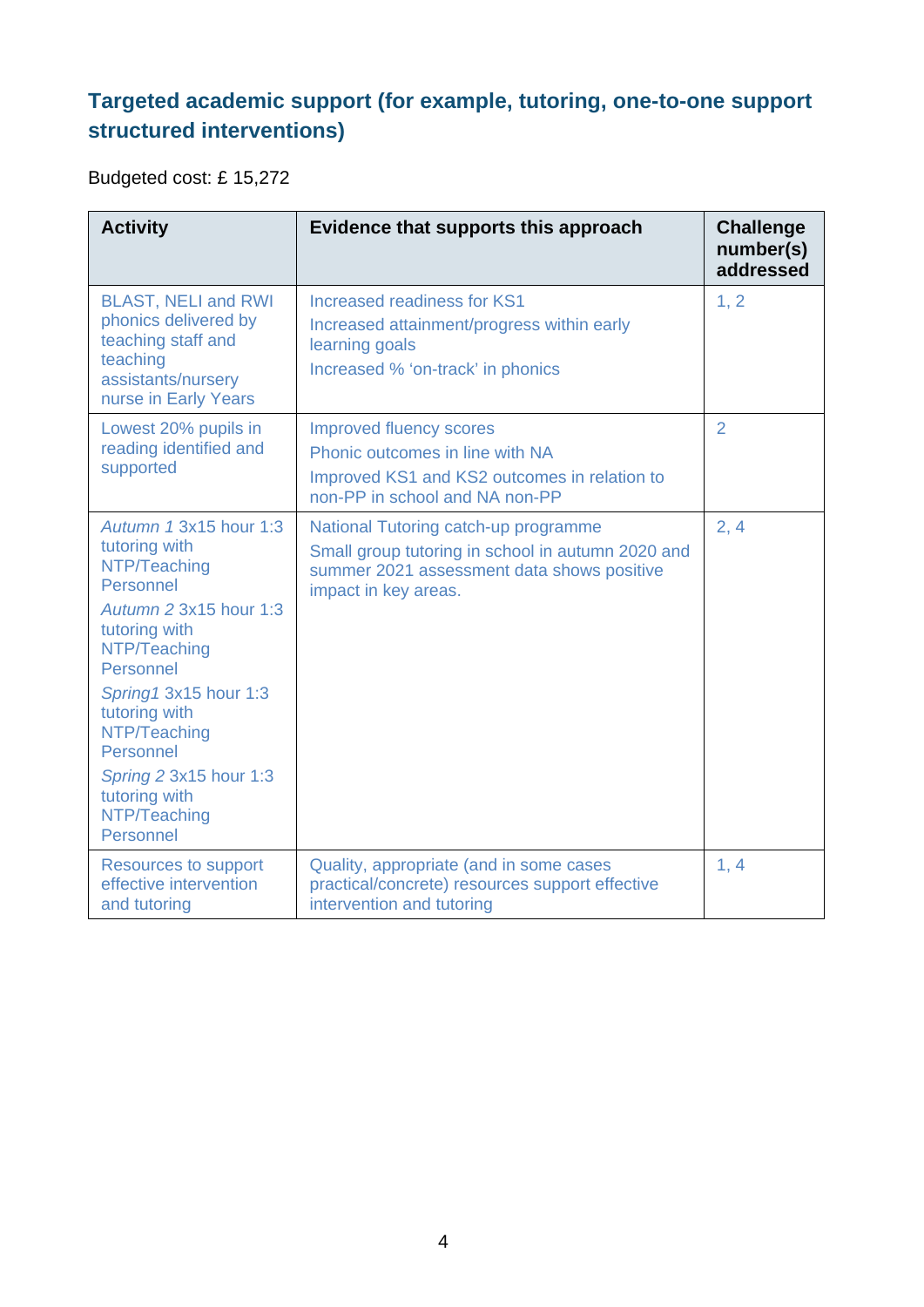## Targeted academic support (for example, tutoring, one-to-one support structured interventions)

Budgeted cost: £ 15,272

| Activity | Evidence that supports this approach | Challenge number(s) addressed |
|---|---|---|
| BLAST, NELI and RWI phonics delivered by teaching staff and teaching assistants/nursery nurse in Early Years | Increased readiness for KS1<br>Increased attainment/progress within early learning goals<br>Increased % 'on-track' in phonics | 1, 2 |
| Lowest 20% pupils in reading identified and supported | Improved fluency scores<br>Phonic outcomes in line with NA<br>Improved KS1 and KS2 outcomes in relation to non-PP in school and NA non-PP | 2 |
| *Autumn 1* 3x15 hour 1:3 tutoring with NTP/Teaching Personnel<br>*Autumn 2* 3x15 hour 1:3 tutoring with NTP/Teaching Personnel<br>*Spring1* 3x15 hour 1:3 tutoring with NTP/Teaching Personnel<br>*Spring 2* 3x15 hour 1:3 tutoring with NTP/Teaching Personnel | National Tutoring catch-up programme<br>Small group tutoring in school in autumn 2020 and summer 2021 assessment data shows positive impact in key areas. | 2, 4 |
| Resources to support effective intervention and tutoring | Quality, appropriate (and in some cases practical/concrete) resources support effective intervention and tutoring | 1, 4 |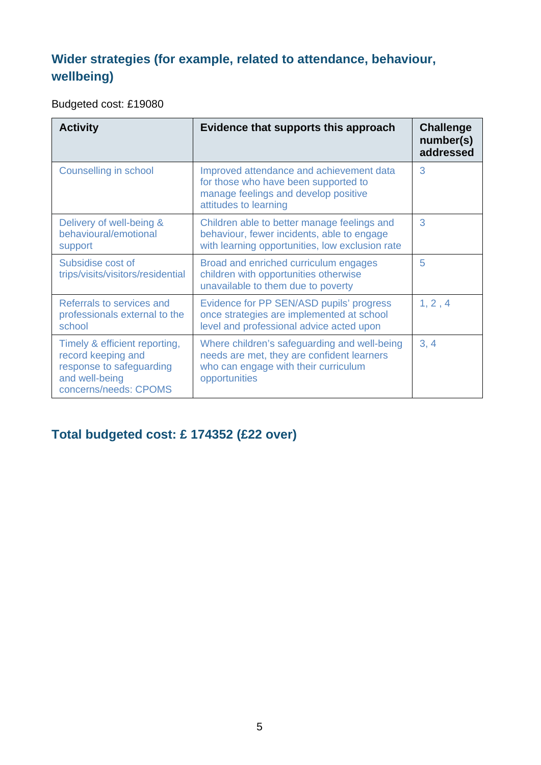## Wider strategies (for example, related to attendance, behaviour, wellbeing)

Budgeted cost: £19080

| Activity | Evidence that supports this approach | Challenge number(s) addressed |
|---|---|---|
| Counselling in school | Improved attendance and achievement data for those who have been supported to manage feelings and develop positive attitudes to learning | 3 |
| Delivery of well-being & behavioural/emotional support | Children able to better manage feelings and behaviour, fewer incidents, able to engage with learning opportunities, low exclusion rate | 3 |
| Subsidise cost of trips/visits/visitors/residential | Broad and enriched curriculum engages children with opportunities otherwise unavailable to them due to poverty | 5 |
| Referrals to services and professionals external to the school | Evidence for PP SEN/ASD pupils' progress once strategies are implemented at school level and professional advice acted upon | 1, 2 , 4 |
| Timely & efficient reporting, record keeping and response to safeguarding and well-being concerns/needs: CPOMS | Where children's safeguarding and well-being needs are met, they are confident learners who can engage with their curriculum opportunities | 3, 4 |

## Total budgeted cost: £ 174352 (£22 over)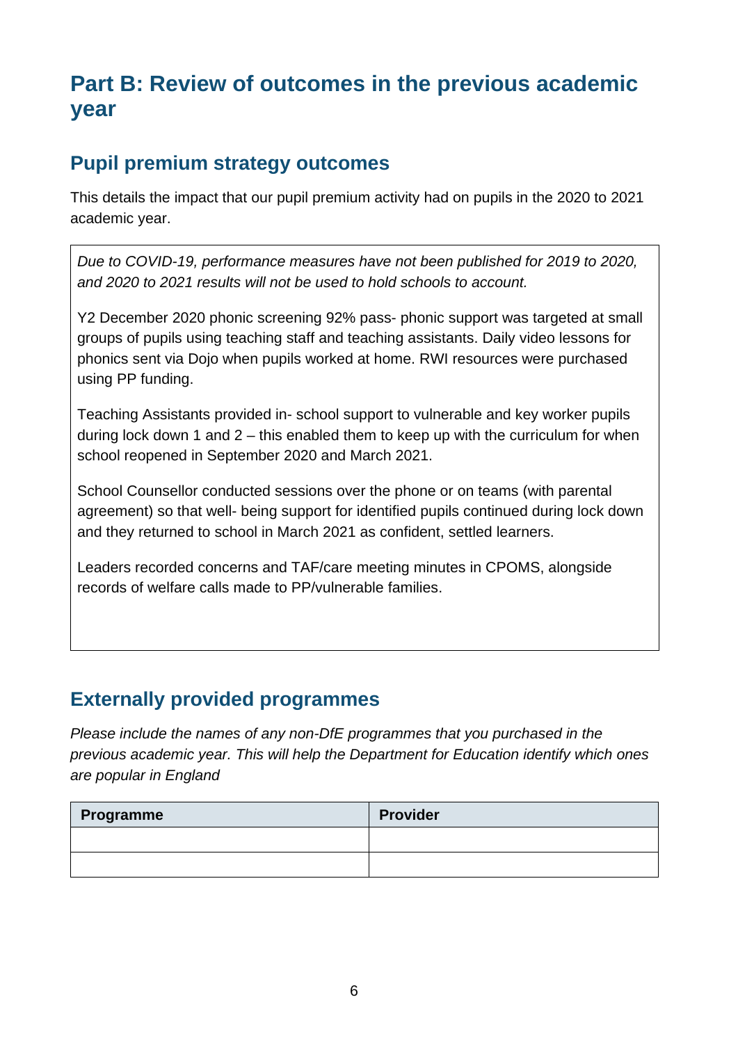# Part B: Review of outcomes in the previous academic year

## Pupil premium strategy outcomes

This details the impact that our pupil premium activity had on pupils in the 2020 to 2021 academic year.

*Due to COVID-19, performance measures have not been published for 2019 to 2020, and 2020 to 2021 results will not be used to hold schools to account.*

Y2 December 2020 phonic screening 92% pass- phonic support was targeted at small groups of pupils using teaching staff and teaching assistants. Daily video lessons for phonics sent via Dojo when pupils worked at home. RWI resources were purchased using PP funding.

Teaching Assistants provided in- school support to vulnerable and key worker pupils during lock down 1 and 2 – this enabled them to keep up with the curriculum for when school reopened in September 2020 and March 2021.

School Counsellor conducted sessions over the phone or on teams (with parental agreement) so that well- being support for identified pupils continued during lock down and they returned to school in March 2021 as confident, settled learners.

Leaders recorded concerns and TAF/care meeting minutes in CPOMS, alongside records of welfare calls made to PP/vulnerable families.

## Externally provided programmes

*Please include the names of any non-DfE programmes that you purchased in the previous academic year. This will help the Department for Education identify which ones are popular in England*

| Programme | Provider |
| --- | --- |
| | |
| | |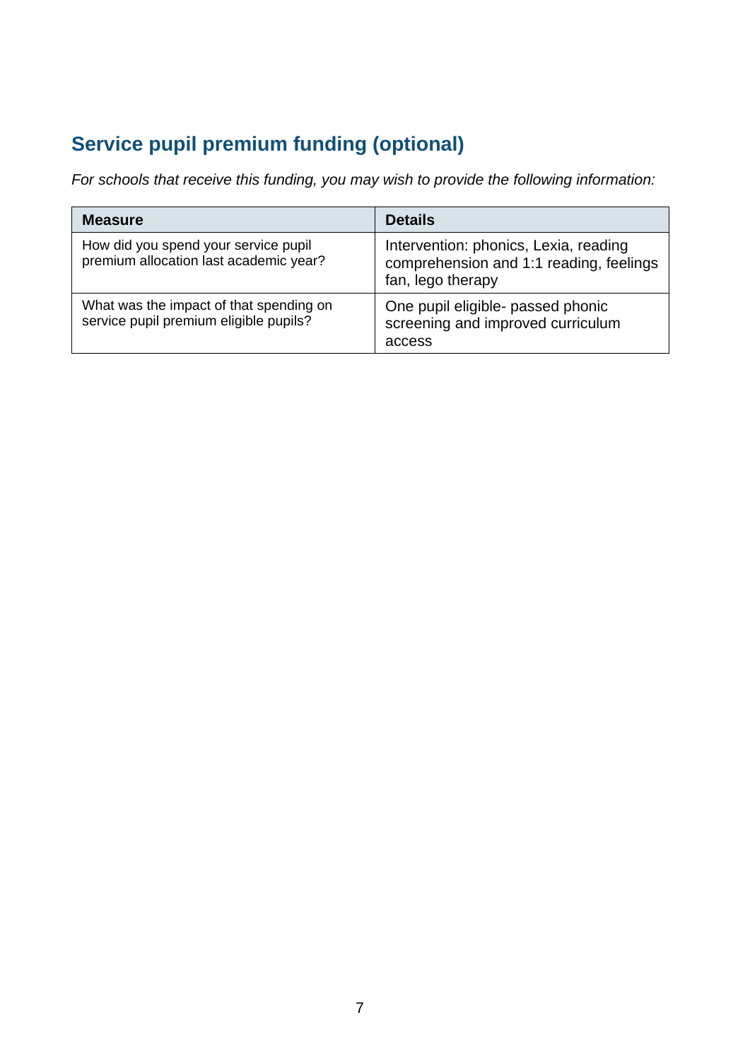## Service pupil premium funding (optional)

*For schools that receive this funding, you may wish to provide the following information:*

| Measure | Details |
| --- | --- |
| How did you spend your service pupil premium allocation last academic year? | Intervention: phonics, Lexia, reading comprehension and 1:1 reading, feelings fan, lego therapy |
| What was the impact of that spending on service pupil premium eligible pupils? | One pupil eligible- passed phonic screening and improved curriculum access |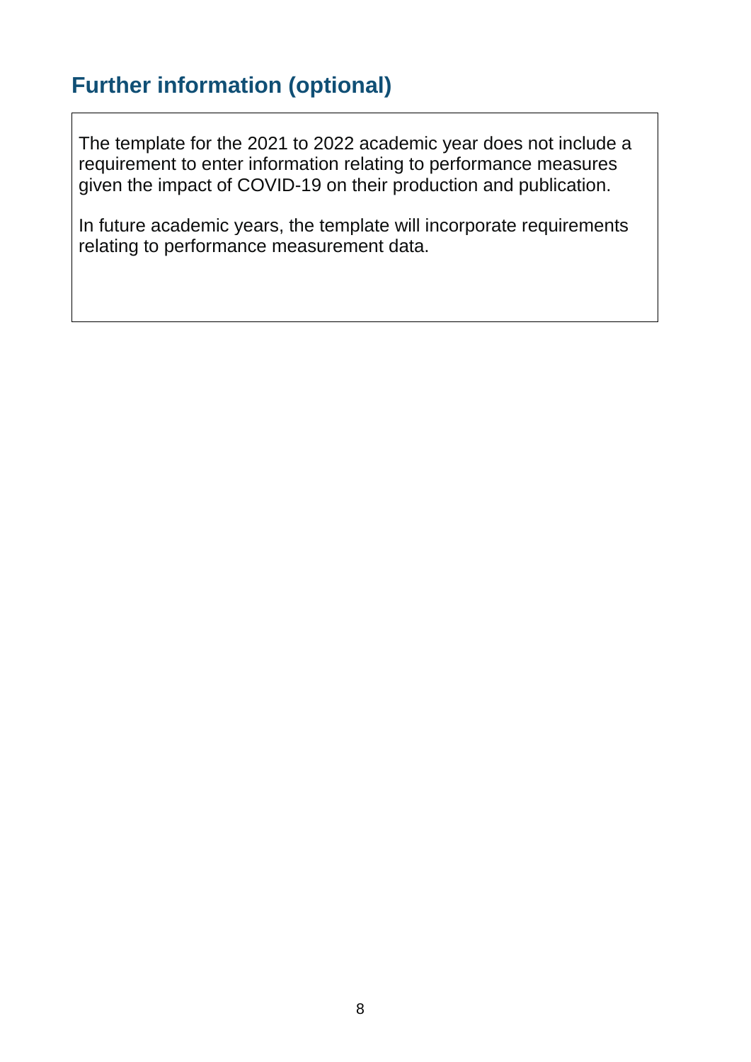## Further information (optional)

The template for the 2021 to 2022 academic year does not include a requirement to enter information relating to performance measures given the impact of COVID-19 on their production and publication.

In future academic years, the template will incorporate requirements relating to performance measurement data.